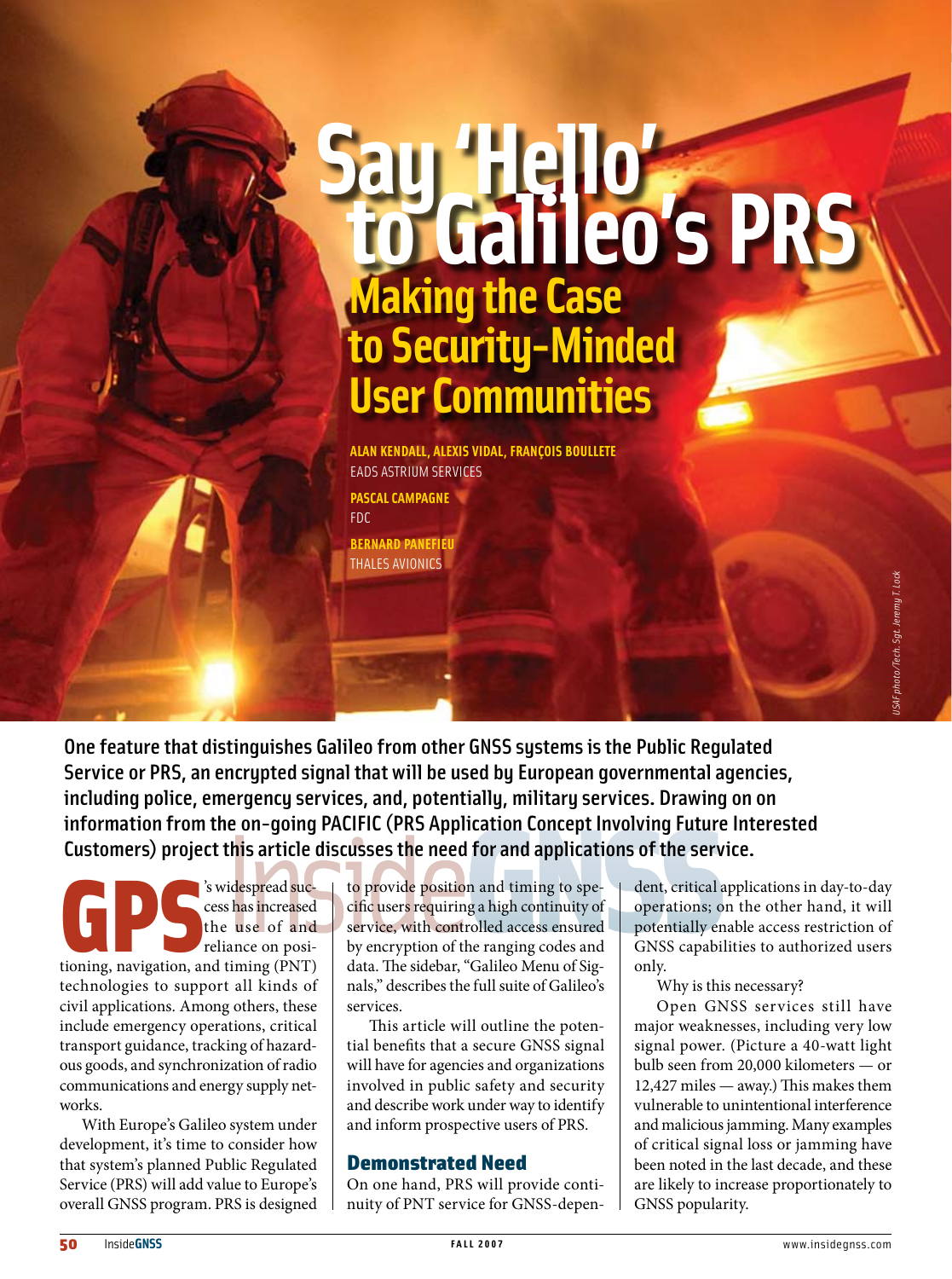# Say 'Hello' to Galileo's PRS

## Making the Case to Security-Minded User Communities

**ALAN KENDALL, ALEXIS VIDAL, FRANÇOIS BOULLETE**
EADS ASTRIUM SERVICES

**PASCAL CAMPAGNE**
FDC

**BERNARD PANEFIEU**
THALES AVIONICS

USAF photo/Tech. Sgt. Jeremy T. Lock

**One feature that distinguishes Galileo from other GNSS systems is the Public Regulated Service or PRS, an encrypted signal that will be used by European governmental agencies, including police, emergency services, and, potentially, military services. Drawing on on information from the on-going PACIFIC (PRS Application Concept Involving Future Interested Customers) project this article discusses the need for and applications of the service.**

GPS's widespread success has increased the use of and reliance on positioning, navigation, and timing (PNT) technologies to support all kinds of civil applications. Among others, these include emergency operations, critical transport guidance, tracking of hazardous goods, and synchronization of radio communications and energy supply networks.

With Europe's Galileo system under development, it's time to consider how that system's planned Public Regulated Service (PRS) will add value to Europe's overall GNSS program. PRS is designed to provide position and timing to specific users requiring a high continuity of service, with controlled access ensured by encryption of the ranging codes and data. The sidebar, "Galileo Menu of Signals," describes the full suite of Galileo's services.

This article will outline the potential benefits that a secure GNSS signal will have for agencies and organizations involved in public safety and security and describe work under way to identify and inform prospective users of PRS.

### Demonstrated Need

On one hand, PRS will provide continuity of PNT service for GNSS-dependent, critical applications in day-to-day operations; on the other hand, it will potentially enable access restriction of GNSS capabilities to authorized users only.

Why is this necessary?

Open GNSS services still have major weaknesses, including very low signal power. (Picture a 40-watt light bulb seen from 20,000 kilometers — or 12,427 miles — away.) This makes them vulnerable to unintentional interference and malicious jamming. Many examples of critical signal loss or jamming have been noted in the last decade, and these are likely to increase proportionately to GNSS popularity.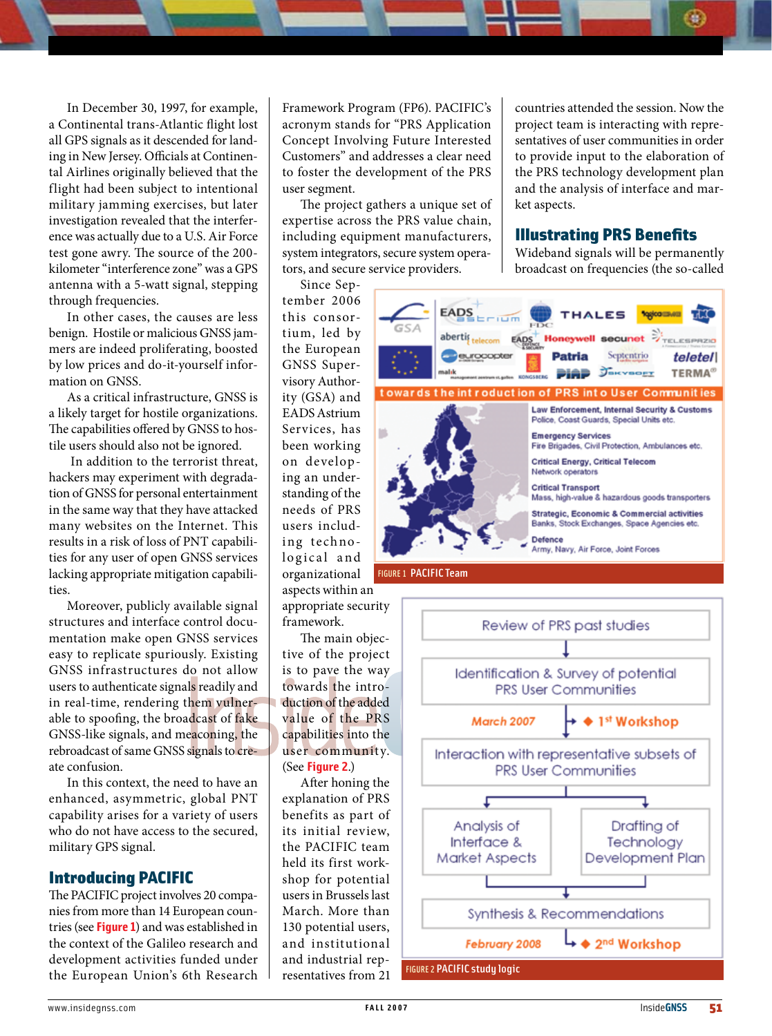In December 30, 1997, for example, a Continental trans-Atlantic flight lost all GPS signals as it descended for landing in New Jersey. Officials at Continental Airlines originally believed that the flight had been subject to intentional military jamming exercises, but later investigation revealed that the interference was actually due to a U.S. Air Force test gone awry. The source of the 200-kilometer "interference zone" was a GPS antenna with a 5-watt signal, stepping through frequencies.

In other cases, the causes are less benign. Hostile or malicious GNSS jammers are indeed proliferating, boosted by low prices and do-it-yourself information on GNSS.

As a critical infrastructure, GNSS is a likely target for hostile organizations. The capabilities offered by GNSS to hostile users should also not be ignored.

In addition to the terrorist threat, hackers may experiment with degradation of GNSS for personal entertainment in the same way that they have attacked many websites on the Internet. This results in a risk of loss of PNT capabilities for any user of open GNSS services lacking appropriate mitigation capabilities.

Moreover, publicly available signal structures and interface control documentation make open GNSS services easy to replicate spuriously. Existing GNSS infrastructures do not allow users to authenticate signals readily and in real-time, rendering them vulnerable to spoofing, the broadcast of fake GNSS-like signals, and meaconing, the rebroadcast of same GNSS signals to create confusion.

In this context, the need to have an enhanced, asymmetric, global PNT capability arises for a variety of users who do not have access to the secured, military GPS signal.

## Introducing PACIFIC

The PACIFIC project involves 20 companies from more than 14 European countries (see **Figure 1**) and was established in the context of the Galileo research and development activities funded under the European Union's 6th Research Framework Program (FP6). PACIFIC's acronym stands for "PRS Application Concept Involving Future Interested Customers" and addresses a clear need to foster the development of the PRS user segment.

The project gathers a unique set of expertise across the PRS value chain, including equipment manufacturers, system integrators, secure system operators, and secure service providers.

Since September 2006 this consortium, led by the European GNSS Supervisory Authority (GSA) and EADS Astrium Services, has been working on developing an understanding of the needs of PRS users including technological and organizational aspects within an appropriate security framework.

The main objective of the project is to pave the way towards the introduction of the added value of the PRS capabilities into the user community. (See **Figure 2**.)

After honing the explanation of PRS benefits as part of its initial review, the PACIFIC team held its first workshop for potential users in Brussels last March. More than 130 potential users, and institutional and industrial representatives from 21 countries attended the session. Now the project team is interacting with representatives of user communities in order to provide input to the elaboration of the PRS technology development plan and the analysis of interface and market aspects.

FIGURE 1 PACIFIC Team

FIGURE 2 PACIFIC study logic

## Illustrating PRS Benefits

Wideband signals will be permanently broadcast on frequencies (the so-called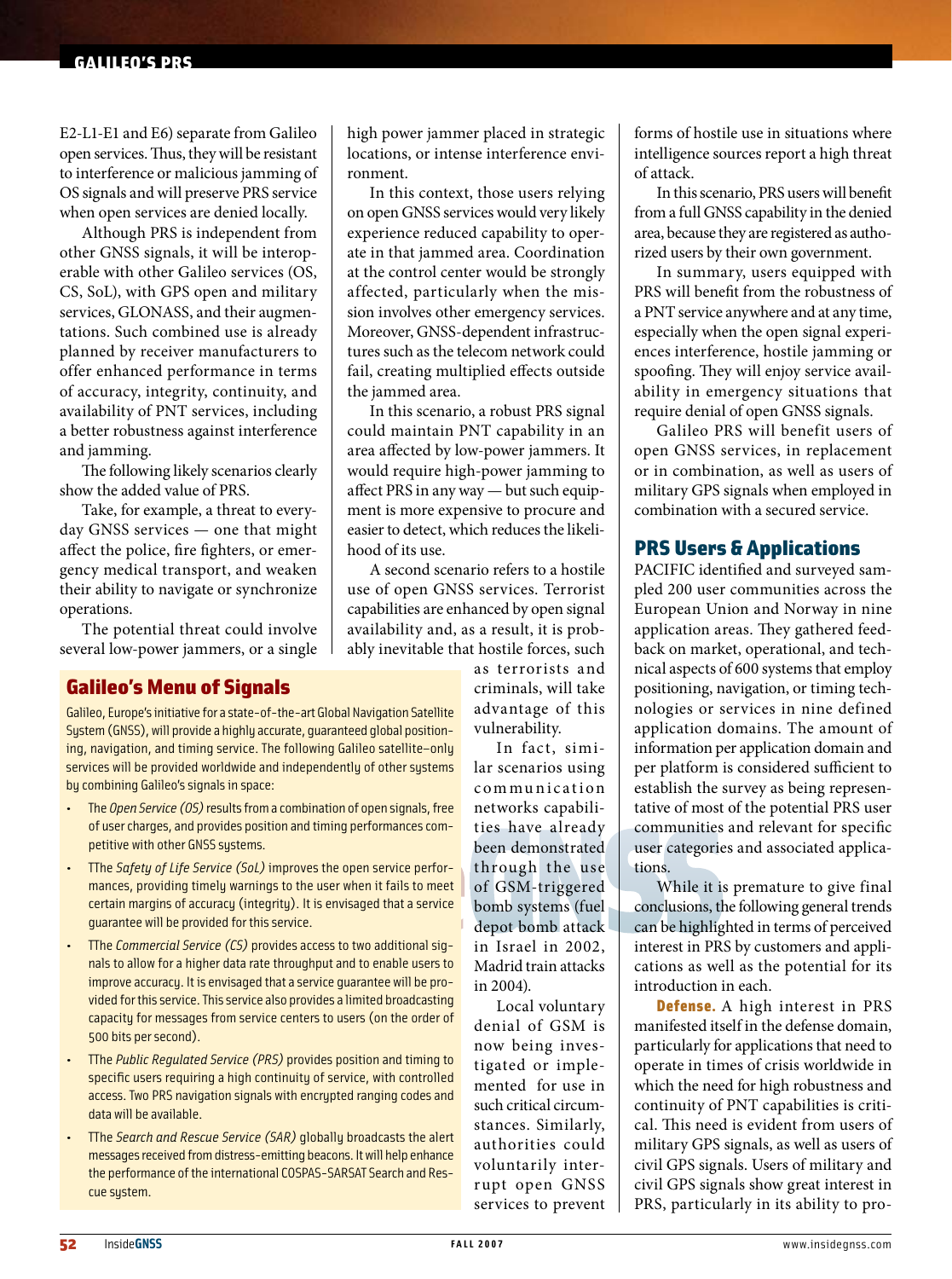E2-L1-E1 and E6) separate from Galileo open services. Thus, they will be resistant to interference or malicious jamming of OS signals and will preserve PRS service when open services are denied locally.

Although PRS is independent from other GNSS signals, it will be interoperable with other Galileo services (OS, CS, SoL), with GPS open and military services, GLONASS, and their augmentations. Such combined use is already planned by receiver manufacturers to offer enhanced performance in terms of accuracy, integrity, continuity, and availability of PNT services, including a better robustness against interference and jamming.

The following likely scenarios clearly show the added value of PRS.

Take, for example, a threat to everyday GNSS services — one that might affect the police, fire fighters, or emergency medical transport, and weaken their ability to navigate or synchronize operations.

The potential threat could involve several low-power jammers, or a single high power jammer placed in strategic locations, or intense interference environment.

In this context, those users relying on open GNSS services would very likely experience reduced capability to operate in that jammed area. Coordination at the control center would be strongly affected, particularly when the mission involves other emergency services. Moreover, GNSS-dependent infrastructures such as the telecom network could fail, creating multiplied effects outside the jammed area.

In this scenario, a robust PRS signal could maintain PNT capability in an area affected by low-power jammers. It would require high-power jamming to affect PRS in any way — but such equipment is more expensive to procure and easier to detect, which reduces the likelihood of its use.

A second scenario refers to a hostile use of open GNSS services. Terrorist capabilities are enhanced by open signal availability and, as a result, it is probably inevitable that hostile forces, such as terrorists and criminals, will take advantage of this vulnerability.

In fact, similar scenarios using communication networks capabilities have already been demonstrated through the use of GSM-triggered bomb systems (fuel depot bomb attack in Israel in 2002, Madrid train attacks in 2004).

Local voluntary denial of GSM is now being investigated or implemented for use in such critical circumstances. Similarly, authorities could voluntarily interrupt open GNSS services to prevent forms of hostile use in situations where intelligence sources report a high threat of attack.

In this scenario, PRS users will benefit from a full GNSS capability in the denied area, because they are registered as authorized users by their own government.

In summary, users equipped with PRS will benefit from the robustness of a PNT service anywhere and at any time, especially when the open signal experiences interference, hostile jamming or spoofing. They will enjoy service availability in emergency situations that require denial of open GNSS signals.

Galileo PRS will benefit users of open GNSS services, in replacement or in combination, as well as users of military GPS signals when employed in combination with a secured service.

## Galileo's Menu of Signals

Galileo, Europe's initiative for a state-of-the-art Global Navigation Satellite System (GNSS), will provide a highly accurate, guaranteed global positioning, navigation, and timing service. The following Galileo satellite-only services will be provided worldwide and independently of other systems by combining Galileo's signals in space:

- The *Open Service (OS)* results from a combination of open signals, free of user charges, and provides position and timing performances competitive with other GNSS systems.
- TThe *Safety of Life Service (SoL)* improves the open service performances, providing timely warnings to the user when it fails to meet certain margins of accuracy (integrity). It is envisaged that a service guarantee will be provided for this service.
- TThe *Commercial Service (CS)* provides access to two additional signals to allow for a higher data rate throughput and to enable users to improve accuracy. It is envisaged that a service guarantee will be provided for this service. This service also provides a limited broadcasting capacity for messages from service centers to users (on the order of 500 bits per second).
- TThe *Public Regulated Service (PRS)* provides position and timing to specific users requiring a high continuity of service, with controlled access. Two PRS navigation signals with encrypted ranging codes and data will be available.
- TThe *Search and Rescue Service (SAR)* globally broadcasts the alert messages received from distress-emitting beacons. It will help enhance the performance of the international COSPAS-SARSAT Search and Rescue system.

## PRS Users & Applications

PACIFIC identified and surveyed sampled 200 user communities across the European Union and Norway in nine application areas. They gathered feedback on market, operational, and technical aspects of 600 systems that employ positioning, navigation, or timing technologies or services in nine defined application domains. The amount of information per application domain and per platform is considered sufficient to establish the survey as being representative of most of the potential PRS user communities and relevant for specific user categories and associated applications.

While it is premature to give final conclusions, the following general trends can be highlighted in terms of perceived interest in PRS by customers and applications as well as the potential for its introduction in each.

**Defense.** A high interest in PRS manifested itself in the defense domain, particularly for applications that need to operate in times of crisis worldwide in which the need for high robustness and continuity of PNT capabilities is critical. This need is evident from users of military GPS signals, as well as users of civil GPS signals. Users of military and civil GPS signals show great interest in PRS, particularly in its ability to pro-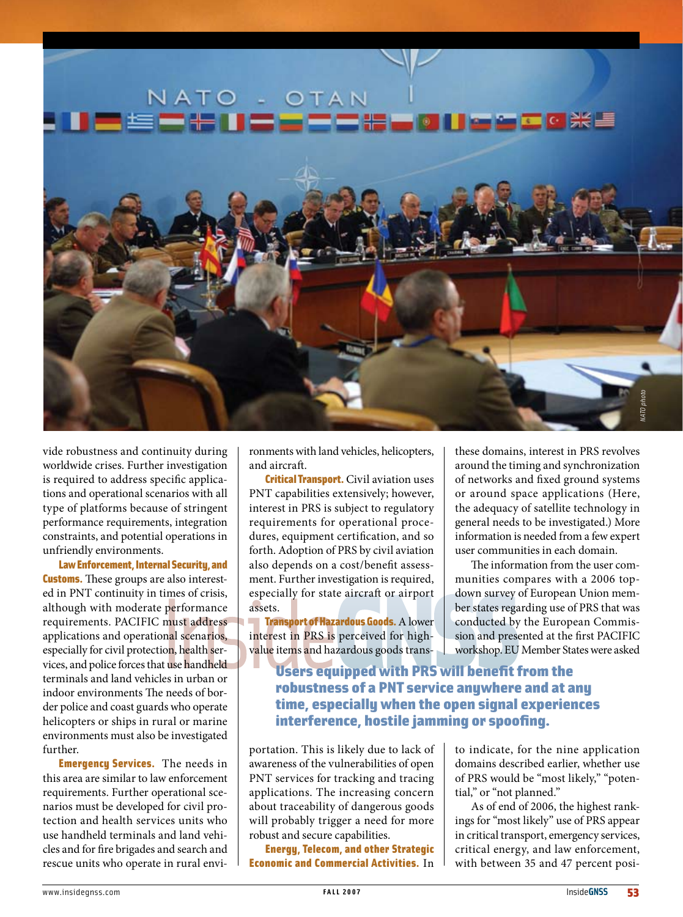vide robustness and continuity during worldwide crises. Further investigation is required to address specific applications and operational scenarios with all type of platforms because of stringent performance requirements, integration constraints, and potential operations in unfriendly environments.

**Law Enforcement, Internal Security, and Customs.** These groups are also interested in PNT continuity in times of crisis, although with moderate performance requirements. PACIFIC must address applications and operational scenarios, especially for civil protection, health services, and police forces that use handheld terminals and land vehicles in urban or indoor environments The needs of border police and coast guards who operate helicopters or ships in rural or marine environments must also be investigated further.

**Emergency Services.** The needs in this area are similar to law enforcement requirements. Further operational scenarios must be developed for civil protection and health services units who use handheld terminals and land vehicles and for fire brigades and search and rescue units who operate in rural environments with land vehicles, helicopters, and aircraft.

**Critical Transport.** Civil aviation uses PNT capabilities extensively; however, interest in PRS is subject to regulatory requirements for operational procedures, equipment certification, and so forth. Adoption of PRS by civil aviation also depends on a cost/benefit assessment. Further investigation is required, especially for state aircraft or airport assets.

**Transport of Hazardous Goods.** A lower interest in PRS is perceived for high-value items and hazardous goods transportation. This is likely due to lack of awareness of the vulnerabilities of open PNT services for tracking and tracing applications. The increasing concern about traceability of dangerous goods will probably trigger a need for more robust and secure capabilities.

**Energy, Telecom, and other Strategic Economic and Commercial Activities.** In these domains, interest in PRS revolves around the timing and synchronization of networks and fixed ground systems or around space applications (Here, the adequacy of satellite technology in general needs to be investigated.) More information is needed from a few expert user communities in each domain.

The information from the user communities compares with a 2006 top-down survey of European Union member states regarding use of PRS that was conducted by the European Commission and presented at the first PACIFIC workshop. EU Member States were asked to indicate, for the nine application domains described earlier, whether use of PRS would be "most likely," "potential," or "not planned."

As of end of 2006, the highest rankings for "most likely" use of PRS appear in critical transport, emergency services, critical energy, and law enforcement, with between 35 and 47 percent posi-

**Users equipped with PRS will benefit from the robustness of a PNT service anywhere and at any time, especially when the open signal experiences interference, hostile jamming or spoofing.**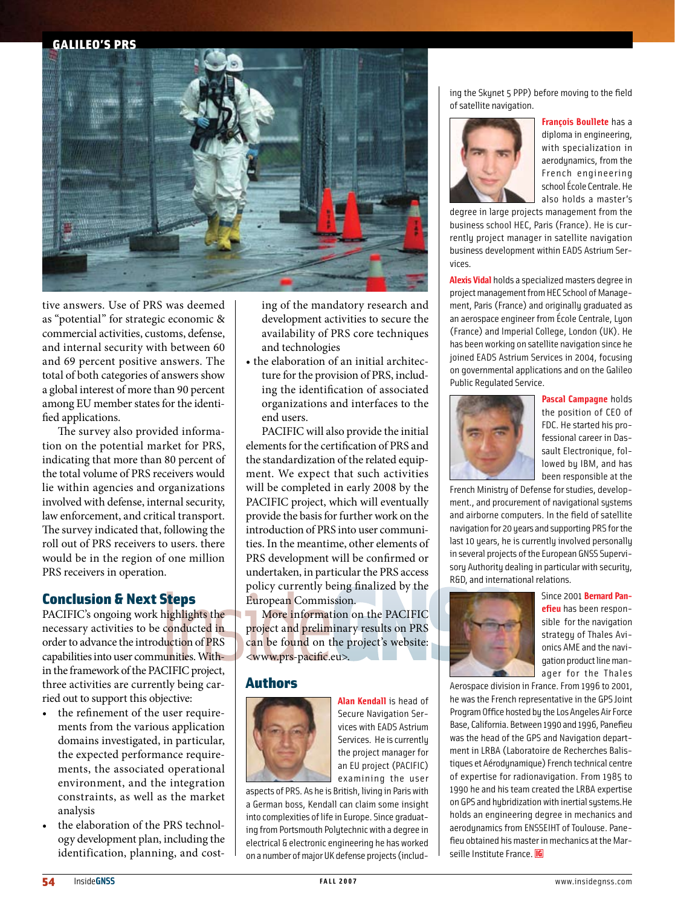tive answers. Use of PRS was deemed as "potential" for strategic economic & commercial activities, customs, defense, and internal security with between 60 and 69 percent positive answers. The total of both categories of answers show a global interest of more than 90 percent among EU member states for the identified applications.

The survey also provided information on the potential market for PRS, indicating that more than 80 percent of the total volume of PRS receivers would lie within agencies and organizations involved with defense, internal security, law enforcement, and critical transport. The survey indicated that, following the roll out of PRS receivers to users. there would be in the region of one million PRS receivers in operation.

## Conclusion & Next Steps

PACIFIC's ongoing work highlights the necessary activities to be conducted in order to advance the introduction of PRS capabilities into user communities. Within the framework of the PACIFIC project, three activities are currently being carried out to support this objective:

- the refinement of the user requirements from the various application domains investigated, in particular, the expected performance requirements, the associated operational environment, and the integration constraints, as well as the market analysis
- the elaboration of the PRS technology development plan, including the identification, planning, and costing of the mandatory research and development activities to secure the availability of PRS core techniques and technologies
- the elaboration of an initial architecture for the provision of PRS, including the identification of associated organizations and interfaces to the end users.

PACIFIC will also provide the initial elements for the certification of PRS and the standardization of the related equipment. We expect that such activities will be completed in early 2008 by the PACIFIC project, which will eventually provide the basis for further work on the introduction of PRS into user communities. In the meantime, other elements of PRS development will be confirmed or undertaken, in particular the PRS access policy currently being finalized by the European Commission.

More information on the PACIFIC project and preliminary results on PRS can be found on the project's website: <www.prs-pacific.eu>.

## Authors

**Alan Kendall** is head of Secure Navigation Services with EADS Astrium Services. He is currently the project manager for an EU project (PACIFIC) examining the user aspects of PRS. As he is British, living in Paris with a German boss, Kendall can claim some insight into complexities of life in Europe. Since graduating from Portsmouth Polytechnic with a degree in electrical & electronic engineering he has worked on a number of major UK defense projects (including the Skynet 5 PPP) before moving to the field of satellite navigation.

**François Boullete** has a diploma in engineering, with specialization in aerodynamics, from the French engineering school École Centrale. He also holds a master's degree in large projects management from the business school HEC, Paris (France). He is currently project manager in satellite navigation business development within EADS Astrium Services.

**Alexis Vidal** holds a specialized masters degree in project management from HEC School of Management, Paris (France) and originally graduated as an aerospace engineer from École Centrale, Lyon (France) and Imperial College, London (UK). He has been working on satellite navigation since he joined EADS Astrium Services in 2004, focusing on governmental applications and on the Galileo Public Regulated Service.

**Pascal Campagne** holds the position of CEO of FDC. He started his professional career in Dassault Electronique, followed by IBM, and has been responsible at the French Ministry of Defense for studies, development., and procurement of navigational systems and airborne computers. In the field of satellite navigation for 20 years and supporting PRS for the last 10 years, he is currently involved personally in several projects of the European GNSS Supervisory Authority dealing in particular with security, R&D, and international relations.

Since 2001 **Bernard Panefieu** has been responsible for the navigation strategy of Thales Avionics AME and the navigation product line manager for the Thales Aerospace division in France. From 1996 to 2001, he was the French representative in the GPS Joint Program Office hosted by the Los Angeles Air Force Base, California. Between 1990 and 1996, Panefieu was the head of the GPS and Navigation department in LRBA (Laboratoire de Recherches Balistiques et Aérodynamique) French technical centre of expertise for radionavigation. From 1985 to 1990 he and his team created the LRBA expertise on GPS and hybridization with inertial systems.He holds an engineering degree in mechanics and aerodynamics from ENSSEIHT of Toulouse. Panefieu obtained his master in mechanics at the Marseille Institute France.